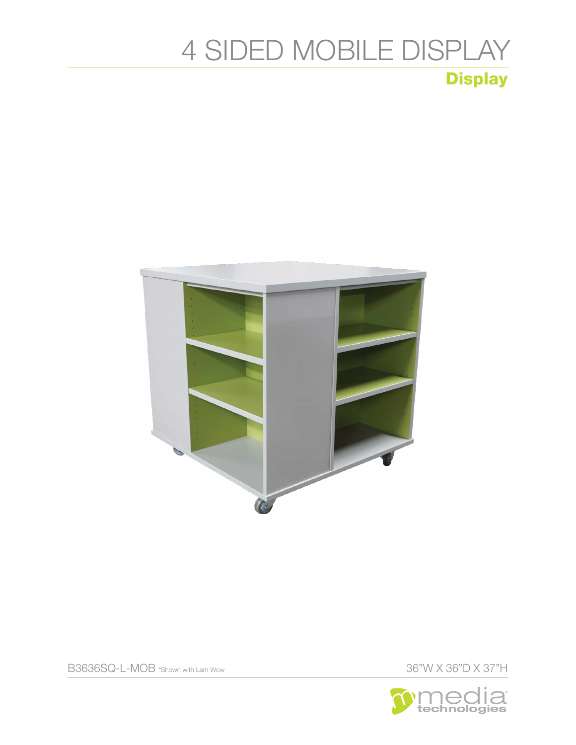# 4 SIDED MOBILE DISPLAY

## Display

B3636SQ-L-MOB *Shown with Lam Wow

36"W X 36"D X 37"H

media technologies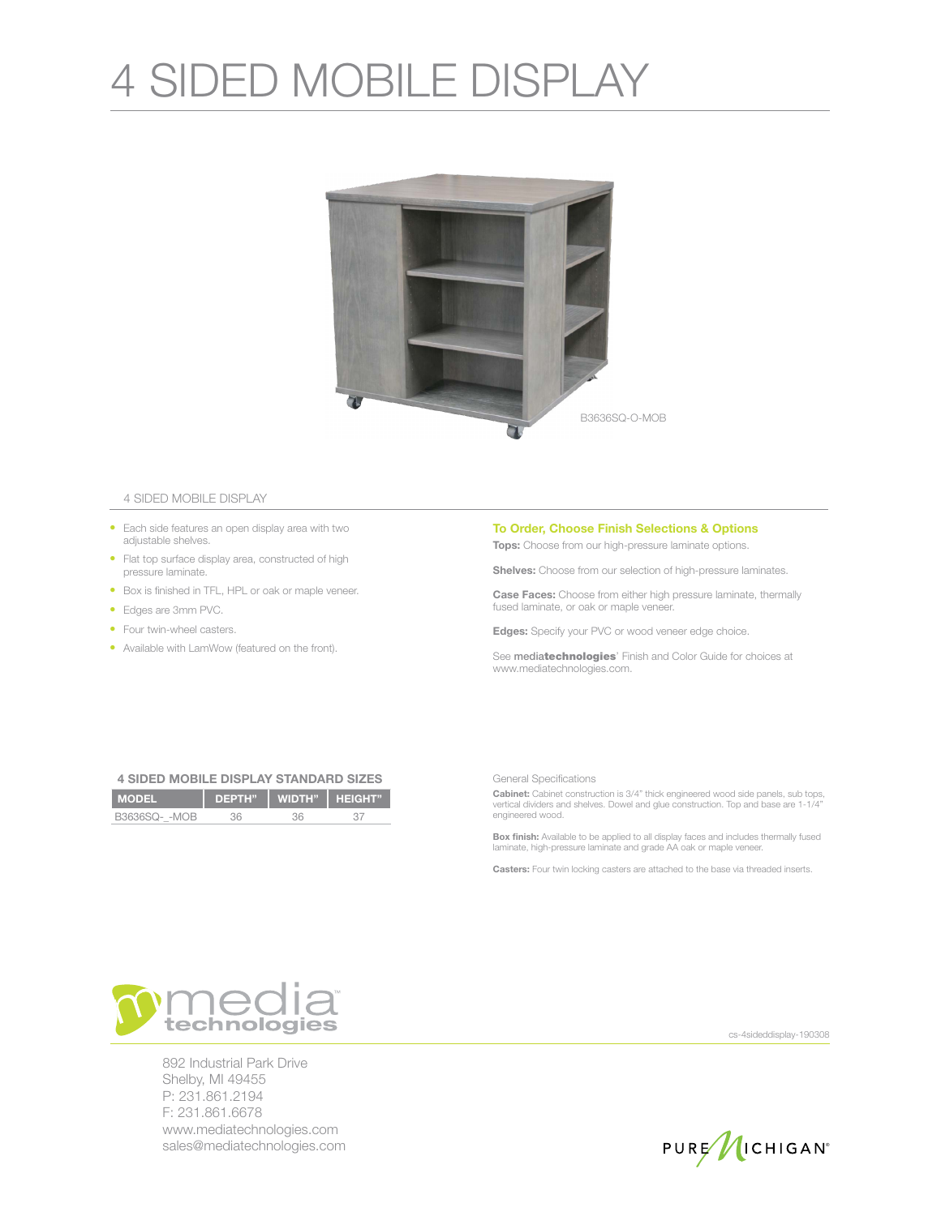# 4 SIDED MOBILE DISPLAY

B3636SQ-O-MOB

## 4 SIDED MOBILE DISPLAY

- Each side features an open display area with two adjustable shelves.
- Flat top surface display area, constructed of high pressure laminate.
- Box is finished in TFL, HPL or oak or maple veneer.
- Edges are 3mm PVC.
- Four twin-wheel casters.
- Available with LamWow (featured on the front).

### To Order, Choose Finish Selections & Options

**Tops:** Choose from our high-pressure laminate options.

**Shelves:** Choose from our selection of high-pressure laminates.

**Case Faces:** Choose from either high pressure laminate, thermally fused laminate, or oak or maple veneer.

**Edges:** Specify your PVC or wood veneer edge choice.

See **mediatechnologies**' Finish and Color Guide for choices at www.mediatechnologies.com.

### 4 SIDED MOBILE DISPLAY STANDARD SIZES

| MODEL | DEPTH" | WIDTH" | HEIGHT" |
|---|---|---|---|
| B3636SQ-_-MOB | 36 | 36 | 37 |

### General Specifications

**Cabinet:** Cabinet construction is 3/4" thick engineered wood side panels, sub tops, vertical dividers and shelves. Dowel and glue construction. Top and base are 1-1/4" engineered wood.

**Box finish:** Available to be applied to all display faces and includes thermally fused laminate, high-pressure laminate and grade AA oak or maple veneer.

**Casters:** Four twin locking casters are attached to the base via threaded inserts.

media technologies™

cs-4sideddisplay-190308

892 Industrial Park Drive
Shelby, MI 49455
P: 231.861.2194
F: 231.861.6678
www.mediatechnologies.com
sales@mediatechnologies.com

PURE MICHIGAN®